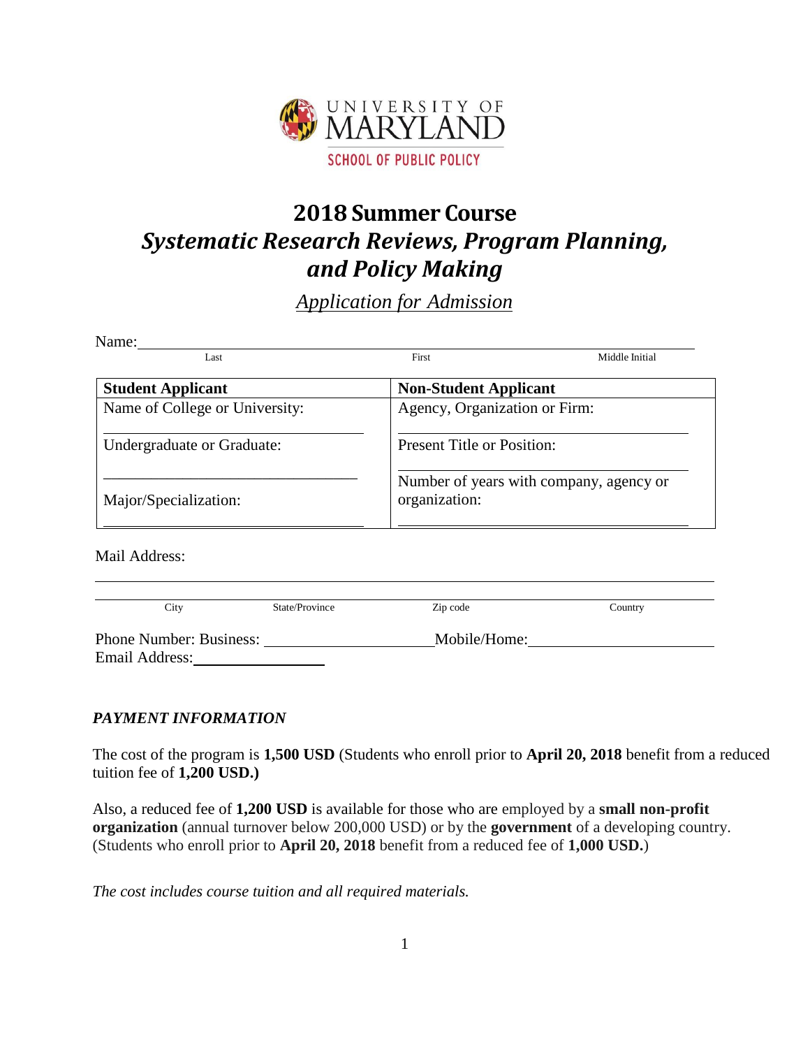UNIVERSITY OF MARYLAND

SCHOOL OF PUBLIC POLICY

# 2018 Summer Course

# *Systematic Research Reviews, Program Planning, and Policy Making*

## *Application for Admission*

Name: ______________________________________________

Last First Middle Initial

| **Student Applicant** | **Non-Student Applicant** |
|---|---|
| Name of College or University: ______________________ | Agency, Organization or Firm: ______________________ |
| Undergraduate or Graduate: ______________________ | Present Title or Position: ______________________ |
| Major/Specialization: ______________________ | Number of years with company, agency or organization: ______________________ |

Mail Address:

______________________________________________

______________________________________________

City State/Province Zip code Country

Phone Number: Business: ______________________ Mobile/Home: ______________________

Email Address: ______________________

### *PAYMENT INFORMATION*

The cost of the program is **1,500 USD** (Students who enroll prior to **April 20, 2018** benefit from a reduced tuition fee of **1,200 USD.)**

Also, a reduced fee of **1,200 USD** is available for those who are employed by a **small non-profit organization** (annual turnover below 200,000 USD) or by the **government** of a developing country. (Students who enroll prior to **April 20, 2018** benefit from a reduced fee of **1,000 USD.**)

*The cost includes course tuition and all required materials.*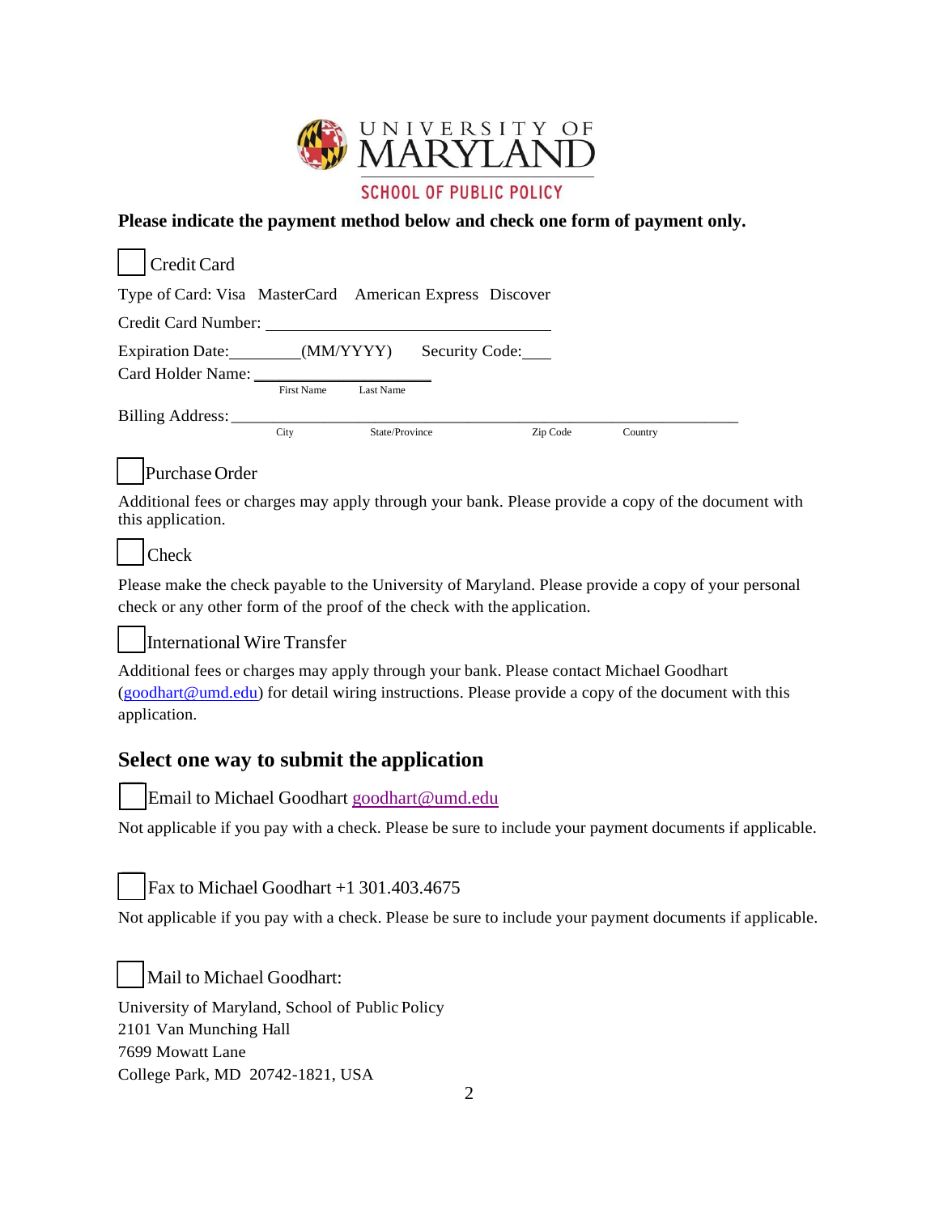UNIVERSITY OF MARYLAND

SCHOOL OF PUBLIC POLICY

**Please indicate the payment method below and check one form of payment only.**

☐ Credit Card

Type of Card: Visa  MasterCard  American Express  Discover

Credit Card Number: ________________________________

Expiration Date:________(MM/YYYY)  Security Code:____

Card Holder Name: ____________________
First Name  Last Name

Billing Address:___________________________________________________________
City  State/Province  Zip Code  Country

☐ Purchase Order

Additional fees or charges may apply through your bank. Please provide a copy of the document with this application.

☐ Check

Please make the check payable to the University of Maryland. Please provide a copy of your personal check or any other form of the proof of the check with the application.

☐ International Wire Transfer

Additional fees or charges may apply through your bank. Please contact Michael Goodhart (goodhart@umd.edu) for detail wiring instructions. Please provide a copy of the document with this application.

## Select one way to submit the application

☐ Email to Michael Goodhart goodhart@umd.edu

Not applicable if you pay with a check. Please be sure to include your payment documents if applicable.

☐ Fax to Michael Goodhart +1 301.403.4675

Not applicable if you pay with a check. Please be sure to include your payment documents if applicable.

☐ Mail to Michael Goodhart:

University of Maryland, School of Public Policy
2101 Van Munching Hall
7699 Mowatt Lane
College Park, MD 20742-1821, USA